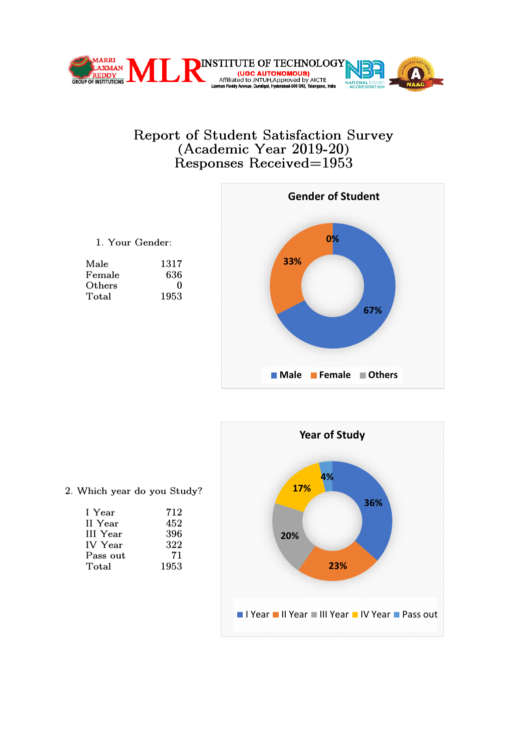MARRI LAXMAN REDDY GROUP OF INSTITUTIONS

MLR INSTITUTE OF TECHNOLOGY
(UGC AUTONOMOUS)
Affiliated to JNTUH, Approved by AICTE
Laxman Reddy Avenue, Dundigal, Hyderabad-500 043, Telangana, India

# Report of Student Satisfaction Survey (Academic Year 2019-20) Responses Received=1953

1. Your Gender:

| | |
|---|---|
| Male | 1317 |
| Female | 636 |
| Others | 0 |
| Total | 1953 |

**Gender of Student**

| Category | Percentage |
|---|---|
| Male | 67% |
| Female | 33% |
| Others | 0% |

2. Which year do you Study?

| | |
|---|---|
| I Year | 712 |
| II Year | 452 |
| III Year | 396 |
| IV Year | 322 |
| Pass out | 71 |
| Total | 1953 |

**Year of Study**

| Category | Percentage |
|---|---|
| I Year | 36% |
| II Year | 23% |
| III Year | 20% |
| IV Year | 17% |
| Pass out | 4% |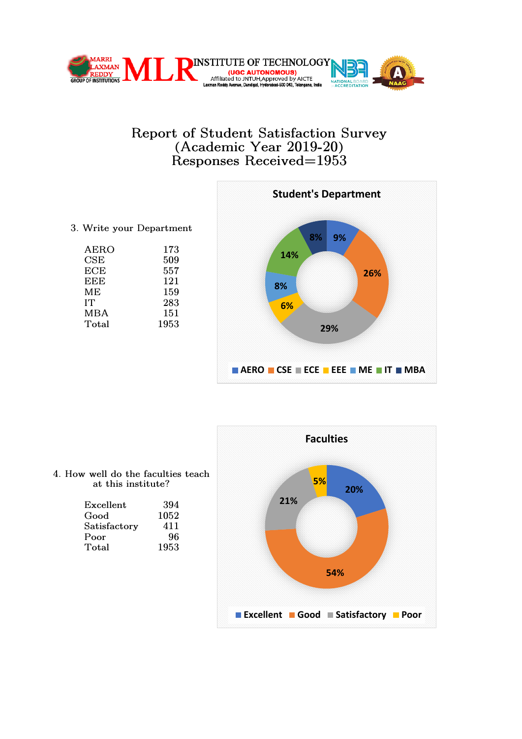MARRI LAXMAN REDDY GROUP OF INSTITUTIONS — MLR INSTITUTE OF TECHNOLOGY (UGC AUTONOMOUS)
Affiliated to JNTUH, Approved by AICTE
Laxman Reddy Avenue, Dundigal, Hyderabad-500 043, Telangana, India

# Report of Student Satisfaction Survey (Academic Year 2019-20) Responses Received=1953

3. Write your Department

| Department | Responses |
|---|---|
| AERO | 173 |
| CSE | 509 |
| ECE | 557 |
| EEE | 121 |
| ME | 159 |
| IT | 283 |
| MBA | 151 |
| Total | 1953 |

**Student's Department**

| Department | Percentage |
|---|---|
| AERO | 9% |
| CSE | 26% |
| ECE | 29% |
| EEE | 6% |
| ME | 8% |
| IT | 14% |
| MBA | 8% |

4. How well do the faculties teach at this institute?

| Response | Count |
|---|---|
| Excellent | 394 |
| Good | 1052 |
| Satisfactory | 411 |
| Poor | 96 |
| Total | 1953 |

**Faculties**

| Response | Percentage |
|---|---|
| Excellent | 20% |
| Good | 54% |
| Satisfactory | 21% |
| Poor | 5% |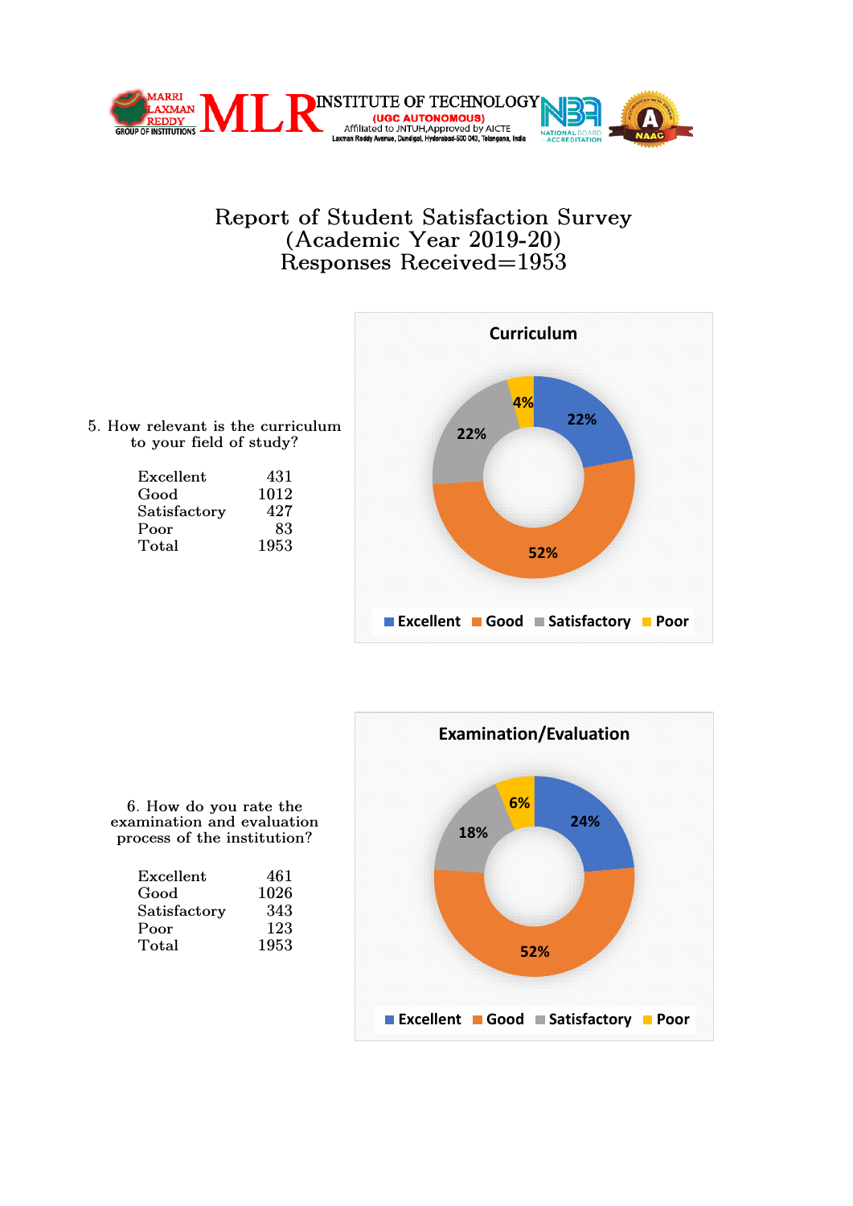# Report of Student Satisfaction Survey
## (Academic Year 2019-20)
## Responses Received=1953

5. How relevant is the curriculum to your field of study?

| | |
|---|---|
| Excellent | 431 |
| Good | 1012 |
| Satisfactory | 427 |
| Poor | 83 |
| Total | 1953 |

**Curriculum**

Excellent 22%, Good 52%, Satisfactory 22%, Poor 4%

6. How do you rate the examination and evaluation process of the institution?

| | |
|---|---|
| Excellent | 461 |
| Good | 1026 |
| Satisfactory | 343 |
| Poor | 123 |
| Total | 1953 |

**Examination/Evaluation**

Excellent 24%, Good 52%, Satisfactory 18%, Poor 6%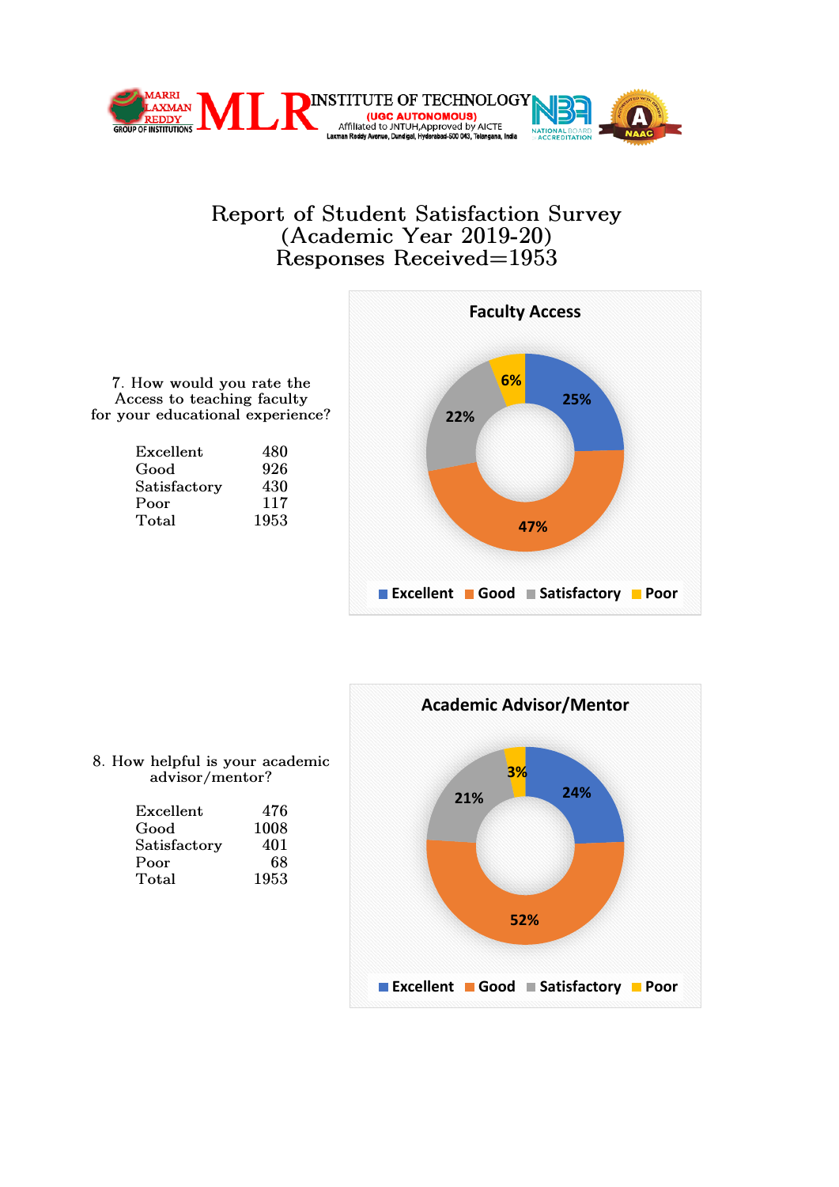MARRI LAXMAN REDDY GROUP OF INSTITUTIONS

MLR INSTITUTE OF TECHNOLOGY
(UGC AUTONOMOUS)
Affiliated to JNTUH, Approved by AICTE
Laxman Reddy Avenue, Dundigal, Hyderabad-500 043, Telangana, India

# Report of Student Satisfaction Survey
## (Academic Year 2019-20)
## Responses Received=1953

7. How would you rate the Access to teaching faculty for your educational experience?

| | |
|---|---|
| Excellent | 480 |
| Good | 926 |
| Satisfactory | 430 |
| Poor | 117 |
| Total | 1953 |

**Faculty Access**

| Rating | Percentage |
|---|---|
| Excellent | 25% |
| Good | 47% |
| Satisfactory | 22% |
| Poor | 6% |

8. How helpful is your academic advisor/mentor?

| | |
|---|---|
| Excellent | 476 |
| Good | 1008 |
| Satisfactory | 401 |
| Poor | 68 |
| Total | 1953 |

**Academic Advisor/Mentor**

| Rating | Percentage |
|---|---|
| Excellent | 24% |
| Good | 52% |
| Satisfactory | 21% |
| Poor | 3% |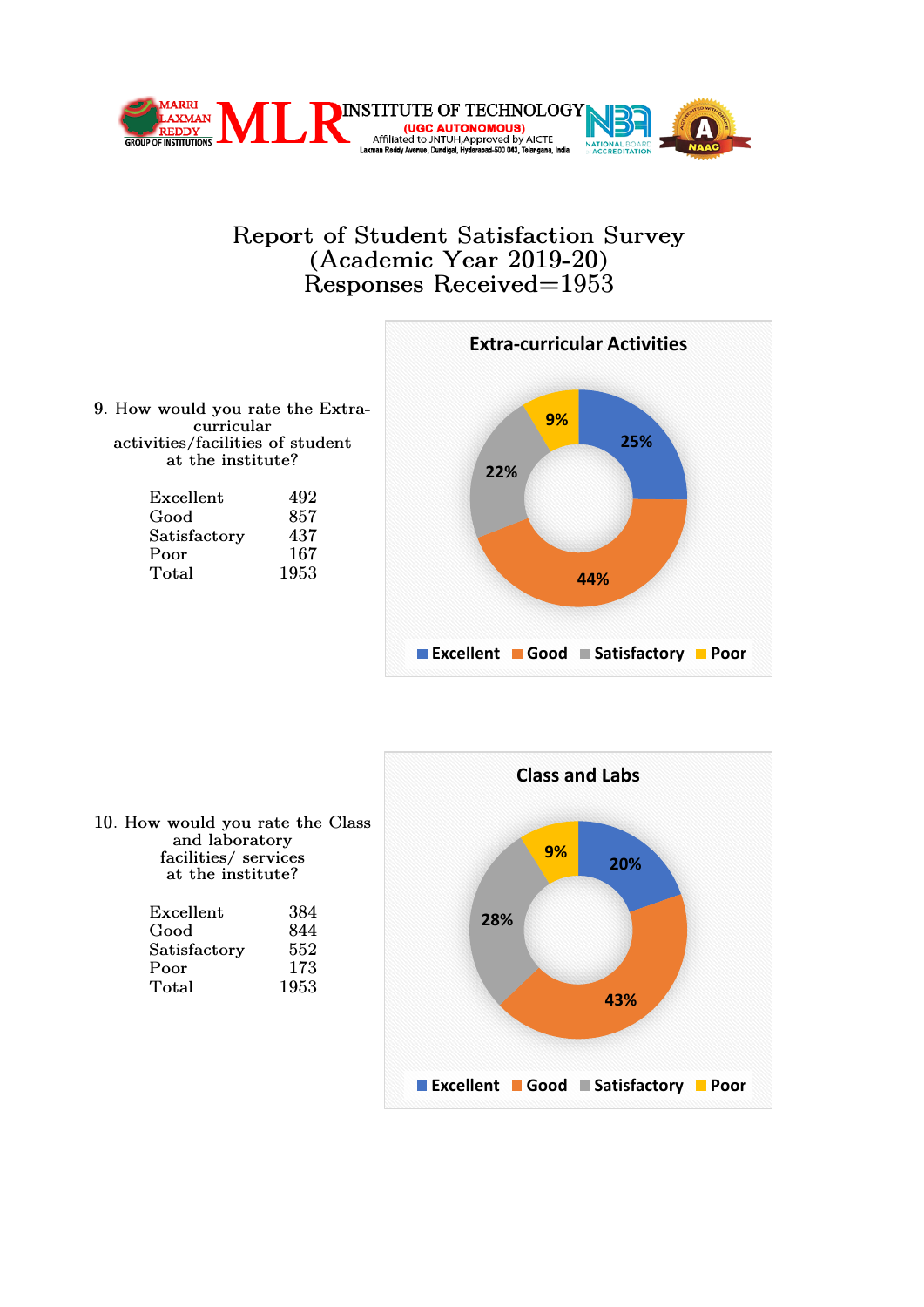MARRI LAXMAN REDDY GROUP OF INSTITUTIONS

MLR INSTITUTE OF TECHNOLOGY
(UGC AUTONOMOUS)
Affiliated to JNTUH, Approved by AICTE
Laxman Reddy Avenue, Dundigal, Hyderabad-500 043, Telangana, India

# Report of Student Satisfaction Survey
## (Academic Year 2019-20)
## Responses Received=1953

9. How would you rate the Extra-curricular activities/facilities of student at the institute?

| | |
|---|---|
| Excellent | 492 |
| Good | 857 |
| Satisfactory | 437 |
| Poor | 167 |
| Total | 1953 |

**Extra-curricular Activities**

Excellent 25%, Good 44%, Satisfactory 22%, Poor 9%

10. How would you rate the Class and laboratory facilities/ services at the institute?

| | |
|---|---|
| Excellent | 384 |
| Good | 844 |
| Satisfactory | 552 |
| Poor | 173 |
| Total | 1953 |

**Class and Labs**

Excellent 20%, Good 43%, Satisfactory 28%, Poor 9%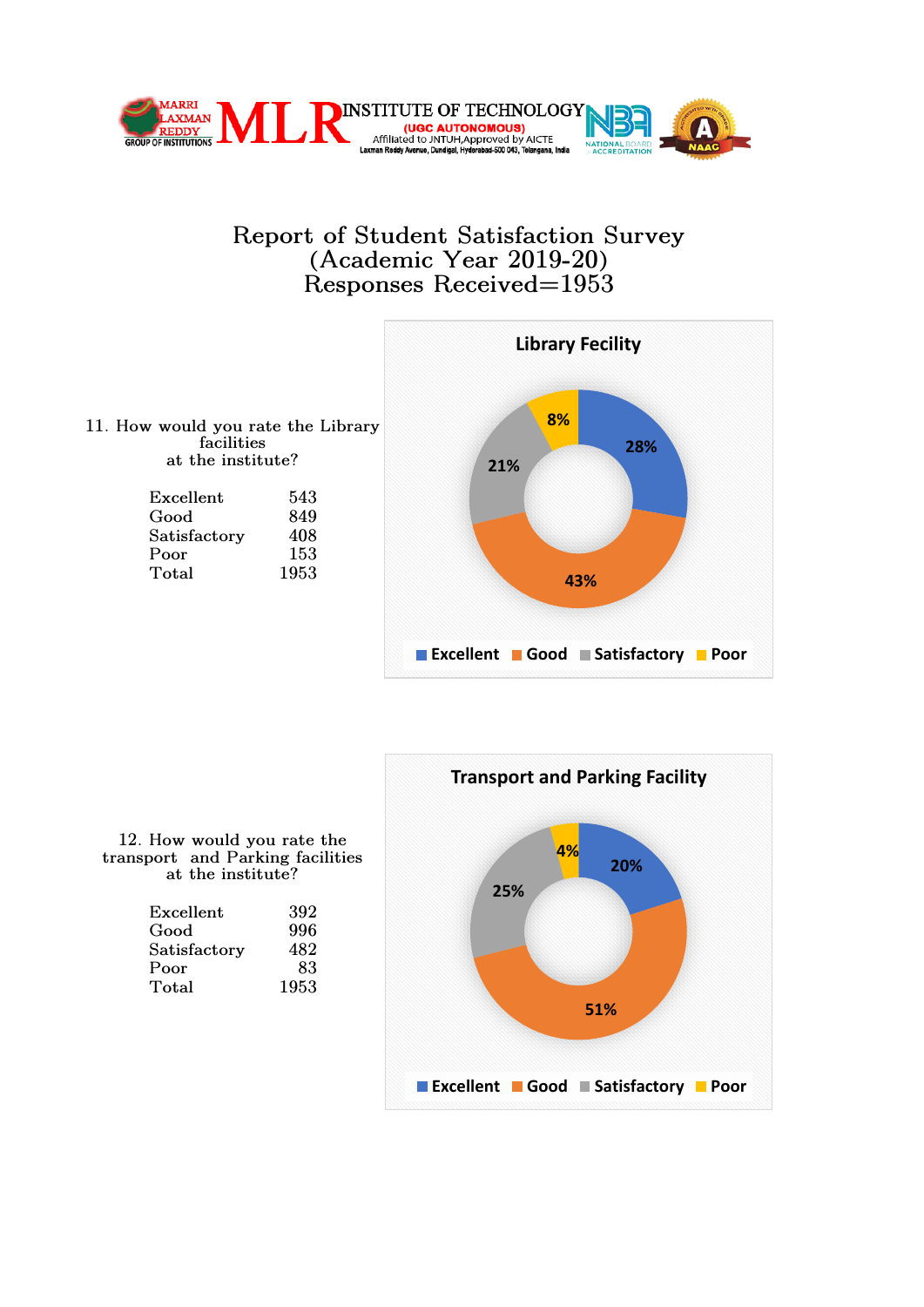MARRI LAXMAN REDDY GROUP OF INSTITUTIONS

# MLR INSTITUTE OF TECHNOLOGY

**(UGC AUTONOMOUS)**

Affiliated to JNTUH, Approved by AICTE

Laxman Reddy Avenue, Dundigal, Hyderabad-500 043, Telangana, India

# Report of Student Satisfaction Survey
## (Academic Year 2019-20)
## Responses Received=1953

11. How would you rate the Library facilities at the institute?

| | |
|---|---|
| Excellent | 543 |
| Good | 849 |
| Satisfactory | 408 |
| Poor | 153 |
| Total | 1953 |

**Library Fecility**

Excellent 28%, Good 43%, Satisfactory 21%, Poor 8%

12. How would you rate the transport and Parking facilities at the institute?

| | |
|---|---|
| Excellent | 392 |
| Good | 996 |
| Satisfactory | 482 |
| Poor | 83 |
| Total | 1953 |

**Transport and Parking Facility**

Excellent 20%, Good 51%, Satisfactory 25%, Poor 4%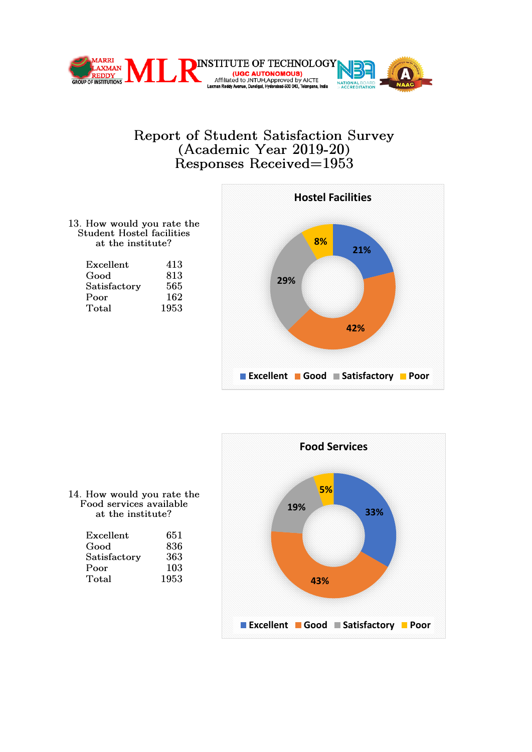MARRI LAXMAN REDDY GROUP OF INSTITUTIONS

MLR INSTITUTE OF TECHNOLOGY
(UGC AUTONOMOUS)
Affiliated to JNTUH,Approved by AICTE
Laxman Reddy Avenue, Dundigal, Hyderabad-500 043, Telangana, India

# Report of Student Satisfaction Survey (Academic Year 2019-20) Responses Received=1953

13. How would you rate the Student Hostel facilities at the institute?

| Rating | Responses |
|---|---|
| Excellent | 413 |
| Good | 813 |
| Satisfactory | 565 |
| Poor | 162 |
| Total | 1953 |

**Hostel Facilities**

Excellent 21%, Good 42%, Satisfactory 29%, Poor 8%

14. How would you rate the Food services available at the institute?

| Rating | Responses |
|---|---|
| Excellent | 651 |
| Good | 836 |
| Satisfactory | 363 |
| Poor | 103 |
| Total | 1953 |

**Food Services**

Excellent 33%, Good 43%, Satisfactory 19%, Poor 5%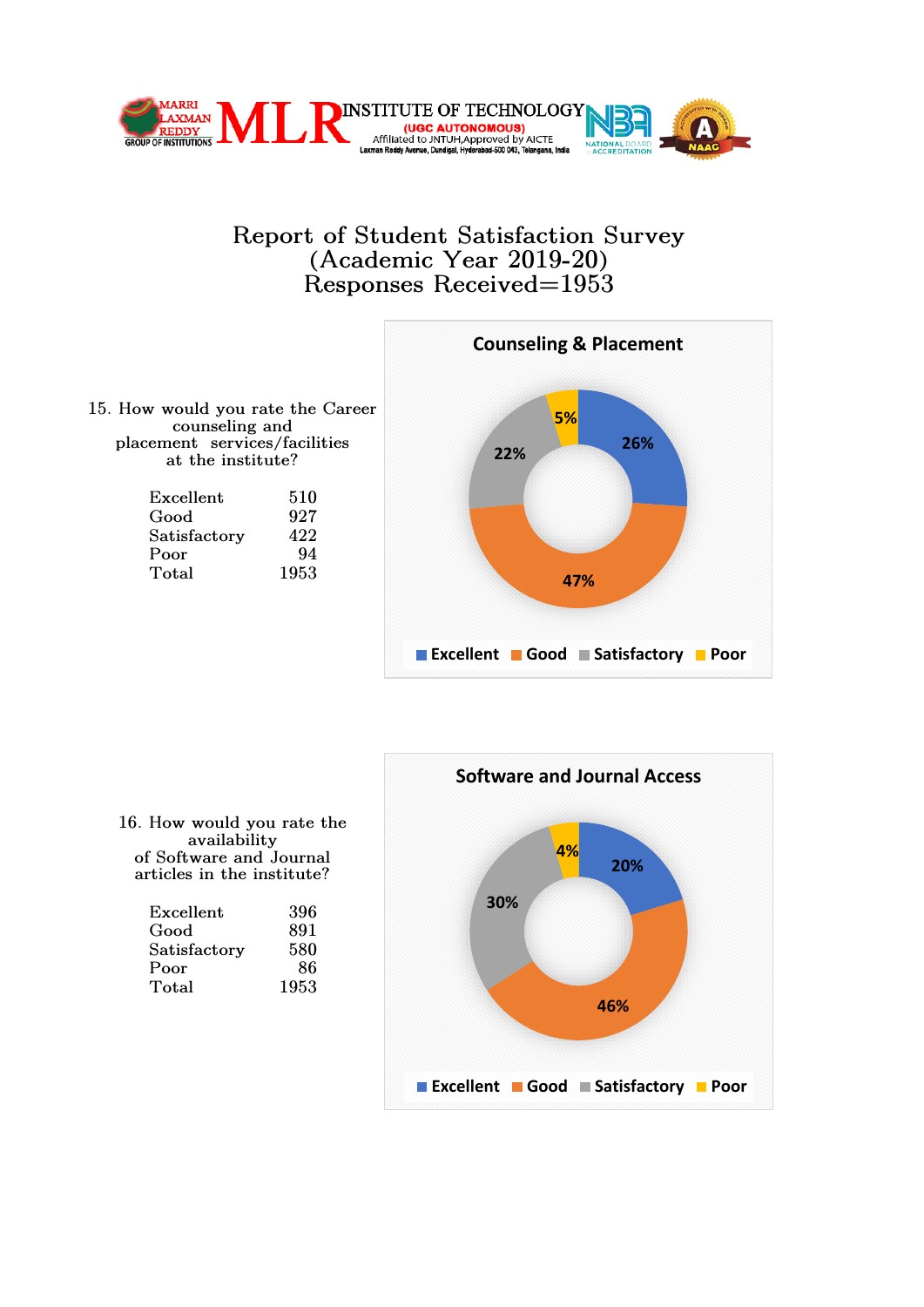# Report of Student Satisfaction Survey
## (Academic Year 2019-20)
## Responses Received=1953

15. How would you rate the Career counseling and placement services/facilities at the institute?

| | |
|---|---|
| Excellent | 510 |
| Good | 927 |
| Satisfactory | 422 |
| Poor | 94 |
| Total | 1953 |

**Counseling & Placement**

Excellent 26%, Good 47%, Satisfactory 22%, Poor 5%

16. How would you rate the availability of Software and Journal articles in the institute?

| | |
|---|---|
| Excellent | 396 |
| Good | 891 |
| Satisfactory | 580 |
| Poor | 86 |
| Total | 1953 |

**Software and Journal Access**

Excellent 20%, Good 46%, Satisfactory 30%, Poor 4%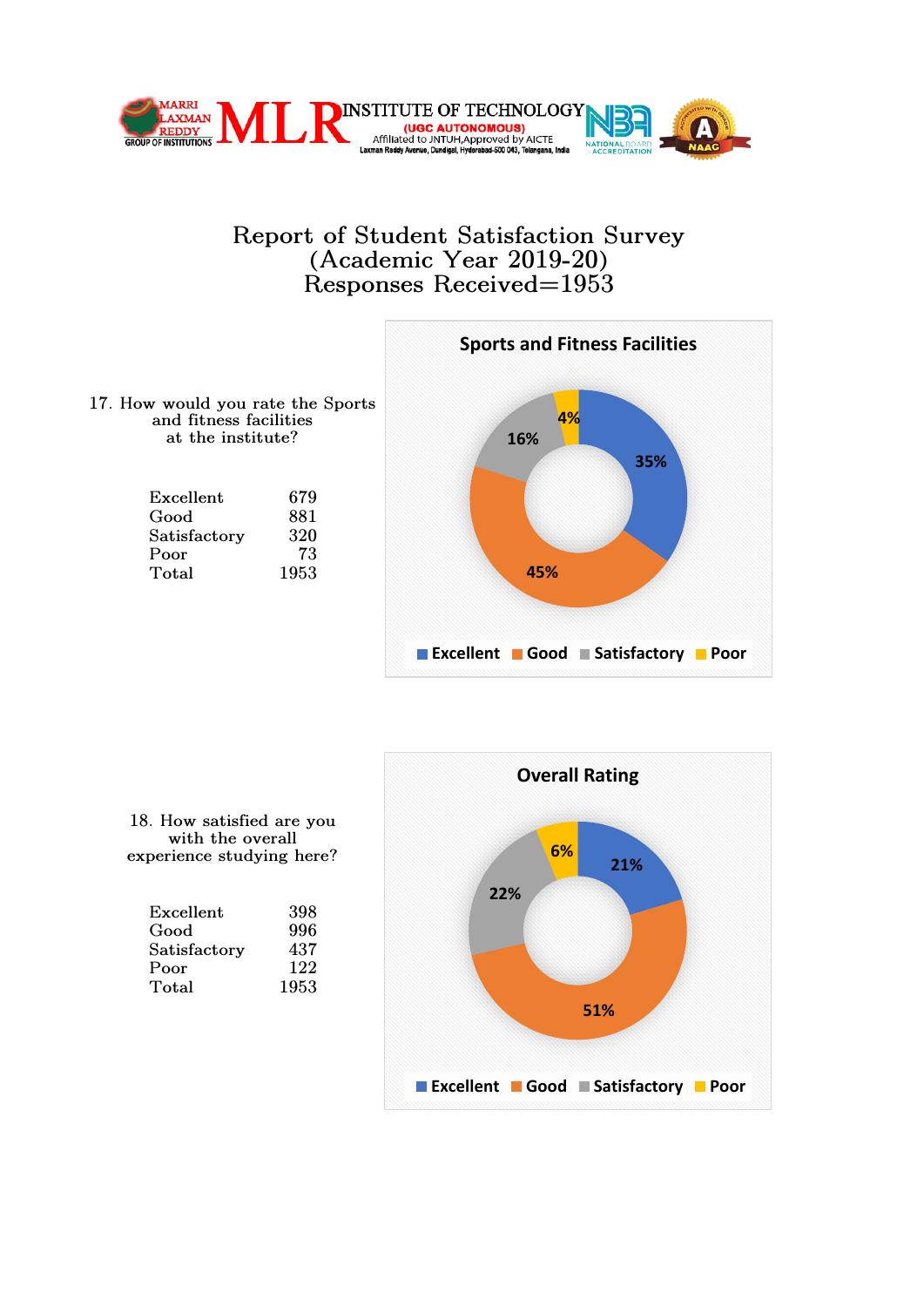# Report of Student Satisfaction Survey
## (Academic Year 2019-20)
## Responses Received=1953

17. How would you rate the Sports and fitness facilities at the institute?

| | |
|---|---|
| Excellent | 679 |
| Good | 881 |
| Satisfactory | 320 |
| Poor | 73 |
| Total | 1953 |

**Sports and Fitness Facilities**

Excellent 35%, Good 45%, Satisfactory 16%, Poor 4%

18. How satisfied are you with the overall experience studying here?

| | |
|---|---|
| Excellent | 398 |
| Good | 996 |
| Satisfactory | 437 |
| Poor | 122 |
| Total | 1953 |

**Overall Rating**

Excellent 21%, Good 51%, Satisfactory 22%, Poor 6%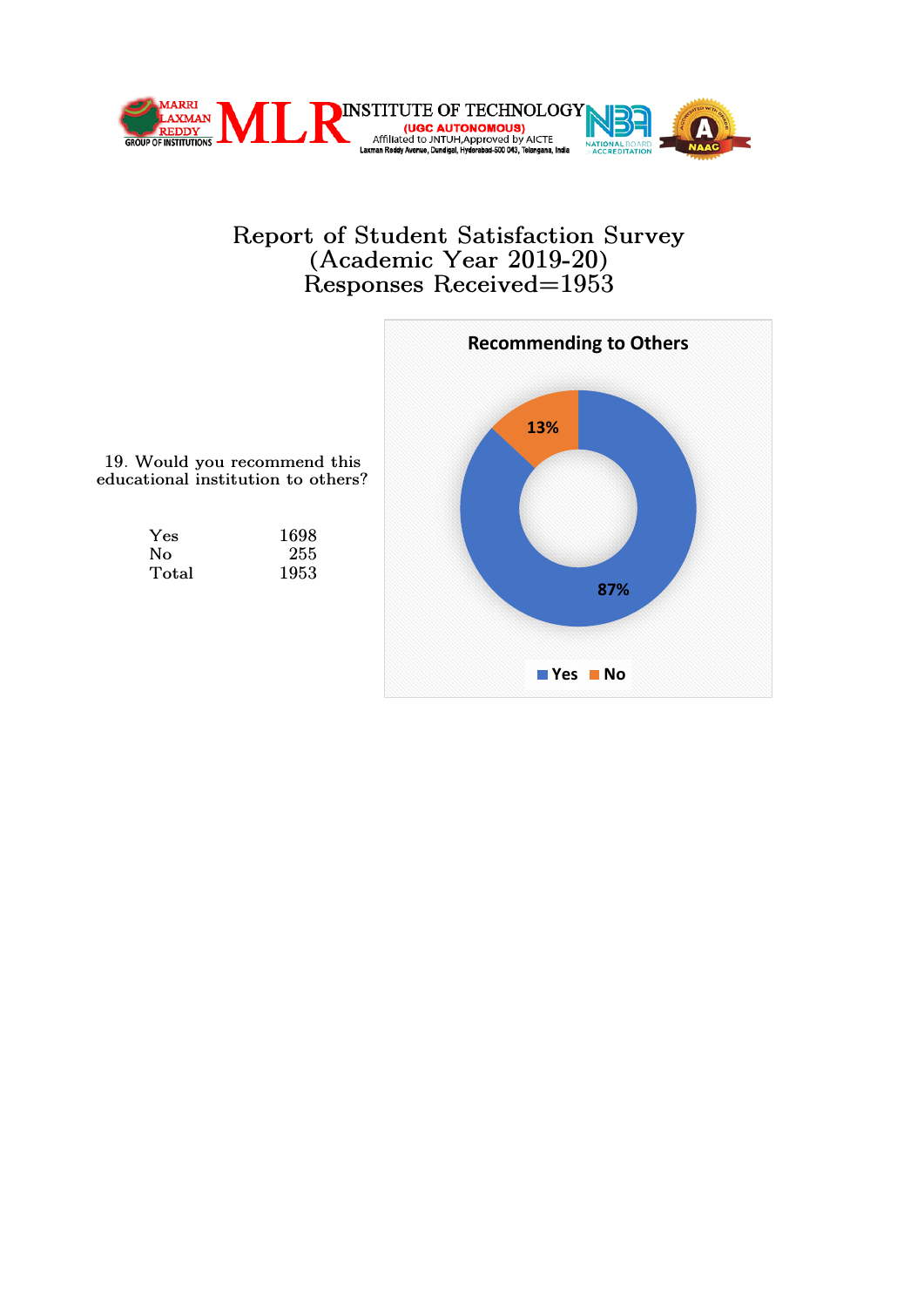MARRI LAXMAN REDDY GROUP OF INSTITUTIONS

MLR INSTITUTE OF TECHNOLOGY
(UGC AUTONOMOUS)
Affiliated to JNTUH,Approved by AICTE
Laxman Reddy Avenue, Dundigal, Hyderabad-500 043, Telangana, India

NBA NATIONAL BOARD of ACCREDITATION

NAAG A

# Report of Student Satisfaction Survey
## (Academic Year 2019-20)
## Responses Received=1953

19. Would you recommend this educational institution to others?

| | |
|---|---|
| Yes | 1698 |
| No | 255 |
| Total | 1953 |

Recommending to Others

13%

87%

Yes No